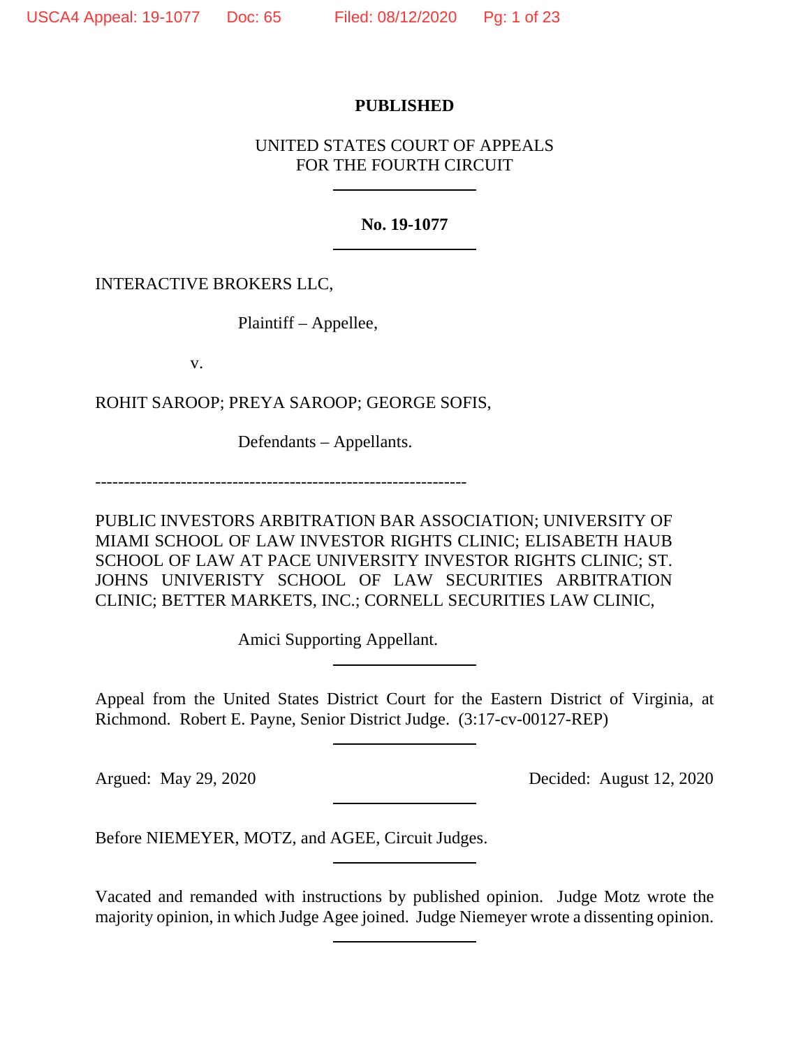**PUBLISHED**

UNITED STATES COURT OF APPEALS
FOR THE FOURTH CIRCUIT

---

**No. 19-1077**

---

INTERACTIVE BROKERS LLC,

Plaintiff – Appellee,

v.

ROHIT SAROOP; PREYA SAROOP; GEORGE SOFIS,

Defendants – Appellants.

------------------------------------------------------------------

PUBLIC INVESTORS ARBITRATION BAR ASSOCIATION; UNIVERSITY OF MIAMI SCHOOL OF LAW INVESTOR RIGHTS CLINIC; ELISABETH HAUB SCHOOL OF LAW AT PACE UNIVERSITY INVESTOR RIGHTS CLINIC; ST. JOHNS UNIVERISTY SCHOOL OF LAW SECURITIES ARBITRATION CLINIC; BETTER MARKETS, INC.; CORNELL SECURITIES LAW CLINIC,

Amici Supporting Appellant.

---

Appeal from the United States District Court for the Eastern District of Virginia, at Richmond. Robert E. Payne, Senior District Judge. (3:17-cv-00127-REP)

---

Argued: May 29, 2020 Decided: August 12, 2020

---

Before NIEMEYER, MOTZ, and AGEE, Circuit Judges.

---

Vacated and remanded with instructions by published opinion. Judge Motz wrote the majority opinion, in which Judge Agee joined. Judge Niemeyer wrote a dissenting opinion.

---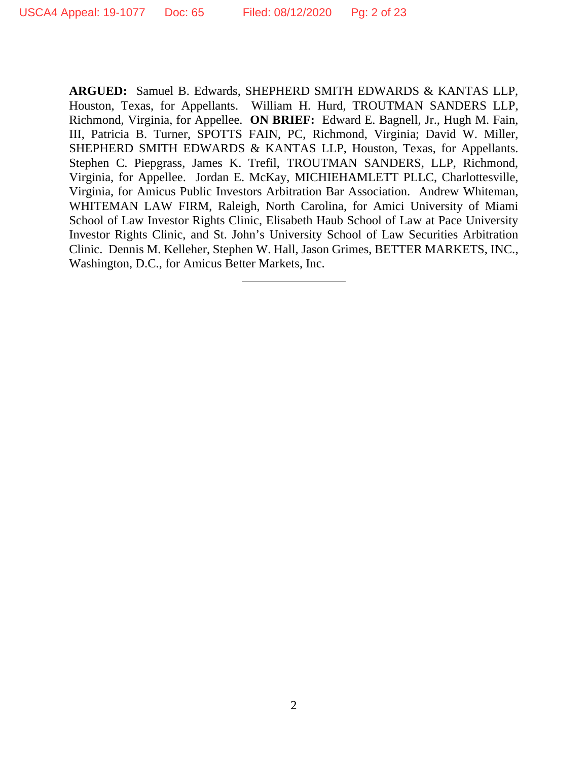**ARGUED:** Samuel B. Edwards, SHEPHERD SMITH EDWARDS & KANTAS LLP, Houston, Texas, for Appellants. William H. Hurd, TROUTMAN SANDERS LLP, Richmond, Virginia, for Appellee. **ON BRIEF:** Edward E. Bagnell, Jr., Hugh M. Fain, III, Patricia B. Turner, SPOTTS FAIN, PC, Richmond, Virginia; David W. Miller, SHEPHERD SMITH EDWARDS & KANTAS LLP, Houston, Texas, for Appellants. Stephen C. Piepgrass, James K. Trefil, TROUTMAN SANDERS, LLP, Richmond, Virginia, for Appellee. Jordan E. McKay, MICHIEHAMLETT PLLC, Charlottesville, Virginia, for Amicus Public Investors Arbitration Bar Association. Andrew Whiteman, WHITEMAN LAW FIRM, Raleigh, North Carolina, for Amici University of Miami School of Law Investor Rights Clinic, Elisabeth Haub School of Law at Pace University Investor Rights Clinic, and St. John's University School of Law Securities Arbitration Clinic. Dennis M. Kelleher, Stephen W. Hall, Jason Grimes, BETTER MARKETS, INC., Washington, D.C., for Amicus Better Markets, Inc.

---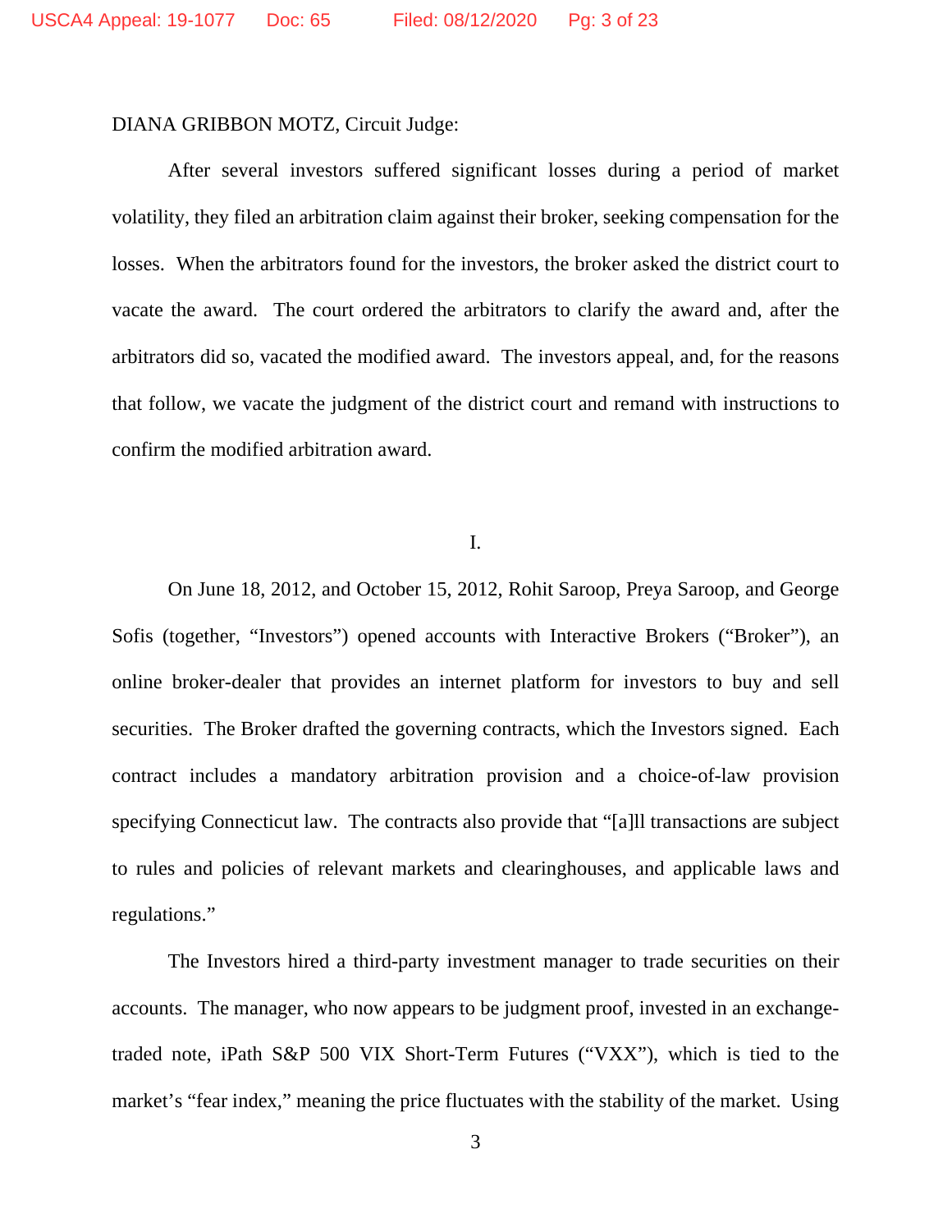DIANA GRIBBON MOTZ, Circuit Judge:

After several investors suffered significant losses during a period of market volatility, they filed an arbitration claim against their broker, seeking compensation for the losses. When the arbitrators found for the investors, the broker asked the district court to vacate the award. The court ordered the arbitrators to clarify the award and, after the arbitrators did so, vacated the modified award. The investors appeal, and, for the reasons that follow, we vacate the judgment of the district court and remand with instructions to confirm the modified arbitration award.

## I.

On June 18, 2012, and October 15, 2012, Rohit Saroop, Preya Saroop, and George Sofis (together, "Investors") opened accounts with Interactive Brokers ("Broker"), an online broker-dealer that provides an internet platform for investors to buy and sell securities. The Broker drafted the governing contracts, which the Investors signed. Each contract includes a mandatory arbitration provision and a choice-of-law provision specifying Connecticut law. The contracts also provide that "[a]ll transactions are subject to rules and policies of relevant markets and clearinghouses, and applicable laws and regulations."

The Investors hired a third-party investment manager to trade securities on their accounts. The manager, who now appears to be judgment proof, invested in an exchange-traded note, iPath S&P 500 VIX Short-Term Futures ("VXX"), which is tied to the market's "fear index," meaning the price fluctuates with the stability of the market. Using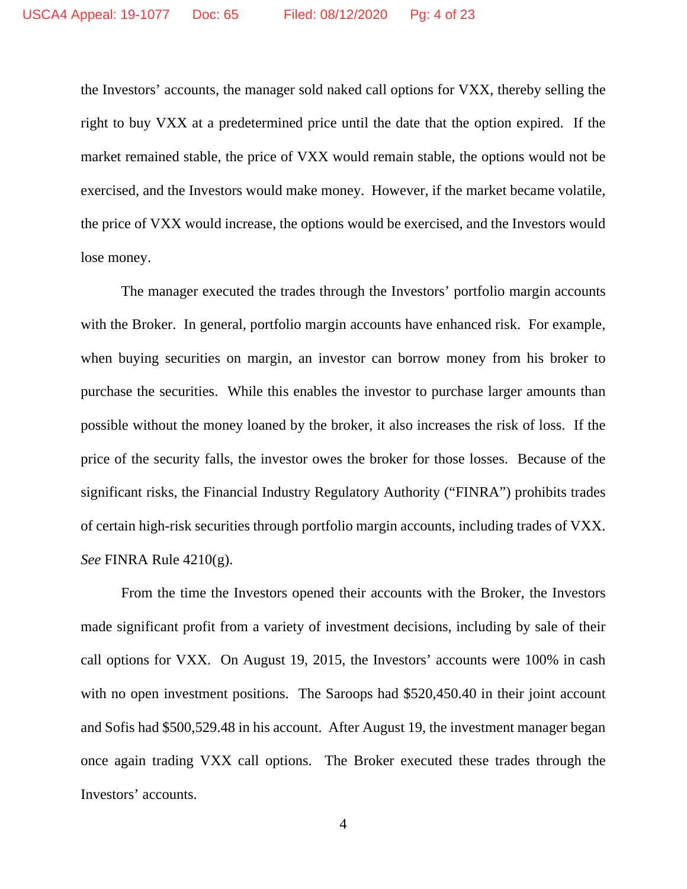the Investors' accounts, the manager sold naked call options for VXX, thereby selling the right to buy VXX at a predetermined price until the date that the option expired. If the market remained stable, the price of VXX would remain stable, the options would not be exercised, and the Investors would make money. However, if the market became volatile, the price of VXX would increase, the options would be exercised, and the Investors would lose money.

The manager executed the trades through the Investors' portfolio margin accounts with the Broker. In general, portfolio margin accounts have enhanced risk. For example, when buying securities on margin, an investor can borrow money from his broker to purchase the securities. While this enables the investor to purchase larger amounts than possible without the money loaned by the broker, it also increases the risk of loss. If the price of the security falls, the investor owes the broker for those losses. Because of the significant risks, the Financial Industry Regulatory Authority ("FINRA") prohibits trades of certain high-risk securities through portfolio margin accounts, including trades of VXX. *See* FINRA Rule 4210(g).

From the time the Investors opened their accounts with the Broker, the Investors made significant profit from a variety of investment decisions, including by sale of their call options for VXX. On August 19, 2015, the Investors' accounts were 100% in cash with no open investment positions. The Saroops had $520,450.40 in their joint account and Sofis had $500,529.48 in his account. After August 19, the investment manager began once again trading VXX call options. The Broker executed these trades through the Investors' accounts.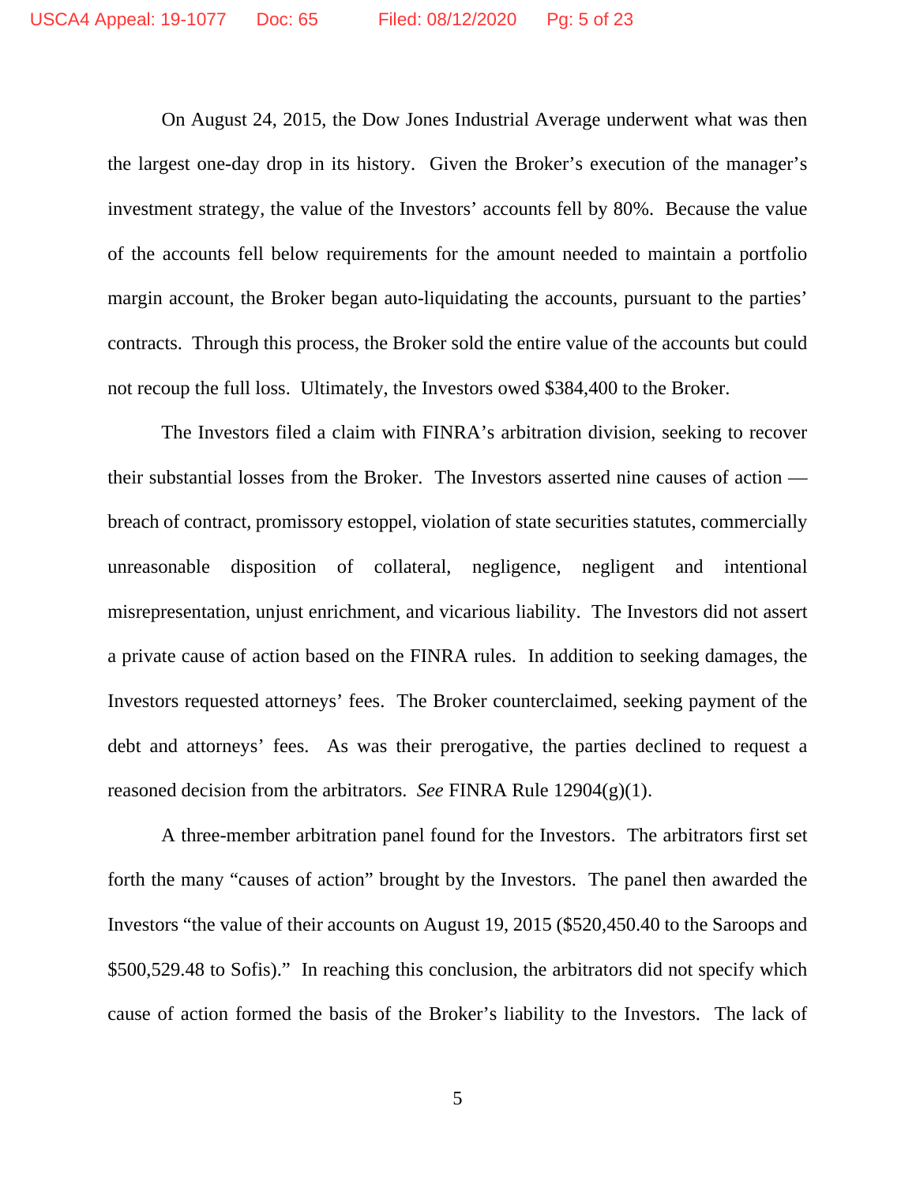On August 24, 2015, the Dow Jones Industrial Average underwent what was then the largest one-day drop in its history. Given the Broker's execution of the manager's investment strategy, the value of the Investors' accounts fell by 80%. Because the value of the accounts fell below requirements for the amount needed to maintain a portfolio margin account, the Broker began auto-liquidating the accounts, pursuant to the parties' contracts. Through this process, the Broker sold the entire value of the accounts but could not recoup the full loss. Ultimately, the Investors owed $384,400 to the Broker.

The Investors filed a claim with FINRA's arbitration division, seeking to recover their substantial losses from the Broker. The Investors asserted nine causes of action — breach of contract, promissory estoppel, violation of state securities statutes, commercially unreasonable disposition of collateral, negligence, negligent and intentional misrepresentation, unjust enrichment, and vicarious liability. The Investors did not assert a private cause of action based on the FINRA rules. In addition to seeking damages, the Investors requested attorneys' fees. The Broker counterclaimed, seeking payment of the debt and attorneys' fees. As was their prerogative, the parties declined to request a reasoned decision from the arbitrators. *See* FINRA Rule 12904(g)(1).

A three-member arbitration panel found for the Investors. The arbitrators first set forth the many "causes of action" brought by the Investors. The panel then awarded the Investors "the value of their accounts on August 19, 2015 ($520,450.40 to the Saroops and $500,529.48 to Sofis)." In reaching this conclusion, the arbitrators did not specify which cause of action formed the basis of the Broker's liability to the Investors. The lack of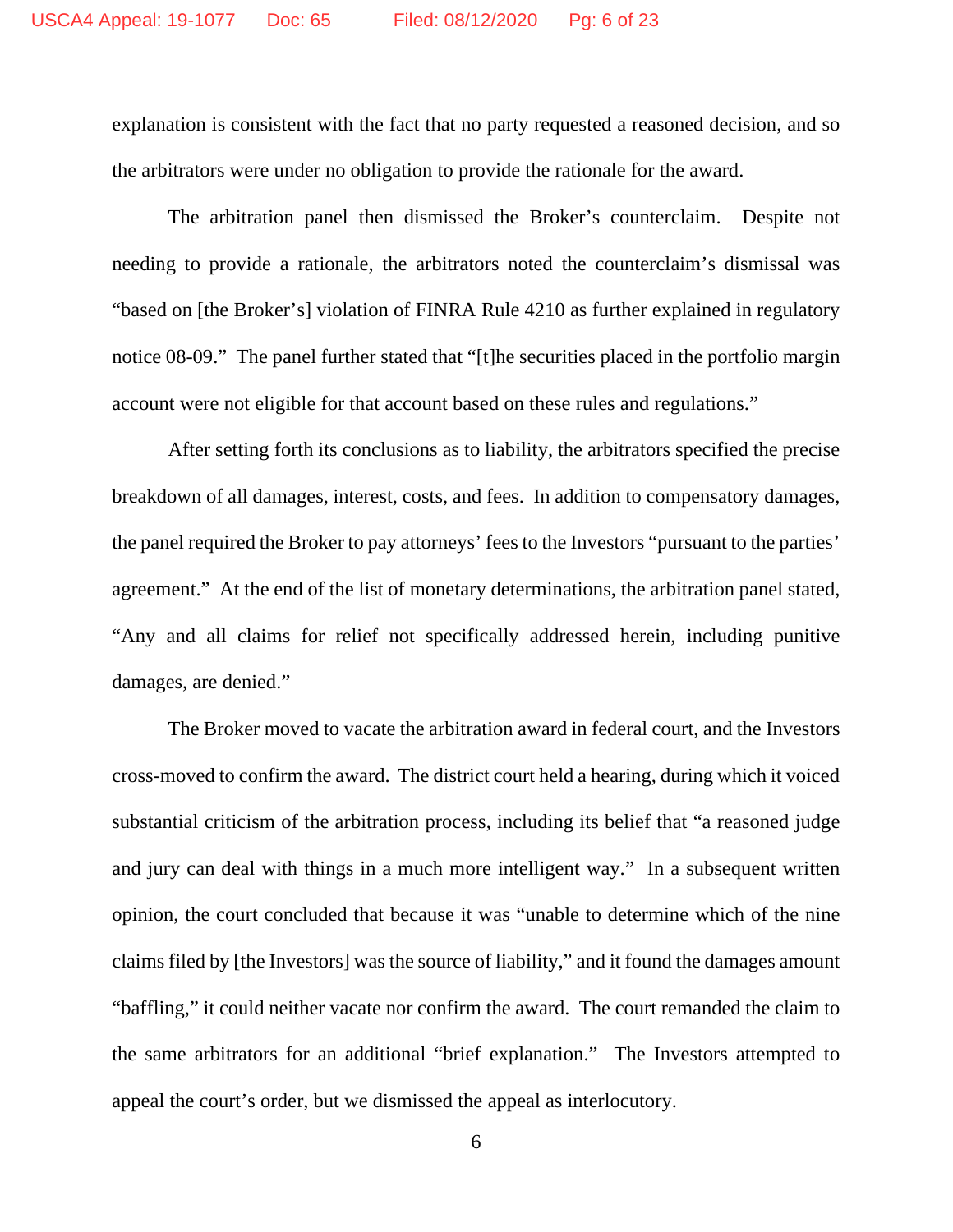explanation is consistent with the fact that no party requested a reasoned decision, and so the arbitrators were under no obligation to provide the rationale for the award.

The arbitration panel then dismissed the Broker's counterclaim. Despite not needing to provide a rationale, the arbitrators noted the counterclaim's dismissal was "based on [the Broker's] violation of FINRA Rule 4210 as further explained in regulatory notice 08-09." The panel further stated that "[t]he securities placed in the portfolio margin account were not eligible for that account based on these rules and regulations."

After setting forth its conclusions as to liability, the arbitrators specified the precise breakdown of all damages, interest, costs, and fees. In addition to compensatory damages, the panel required the Broker to pay attorneys' fees to the Investors "pursuant to the parties' agreement." At the end of the list of monetary determinations, the arbitration panel stated, "Any and all claims for relief not specifically addressed herein, including punitive damages, are denied."

The Broker moved to vacate the arbitration award in federal court, and the Investors cross-moved to confirm the award. The district court held a hearing, during which it voiced substantial criticism of the arbitration process, including its belief that "a reasoned judge and jury can deal with things in a much more intelligent way." In a subsequent written opinion, the court concluded that because it was "unable to determine which of the nine claims filed by [the Investors] was the source of liability," and it found the damages amount "baffling," it could neither vacate nor confirm the award. The court remanded the claim to the same arbitrators for an additional "brief explanation." The Investors attempted to appeal the court's order, but we dismissed the appeal as interlocutory.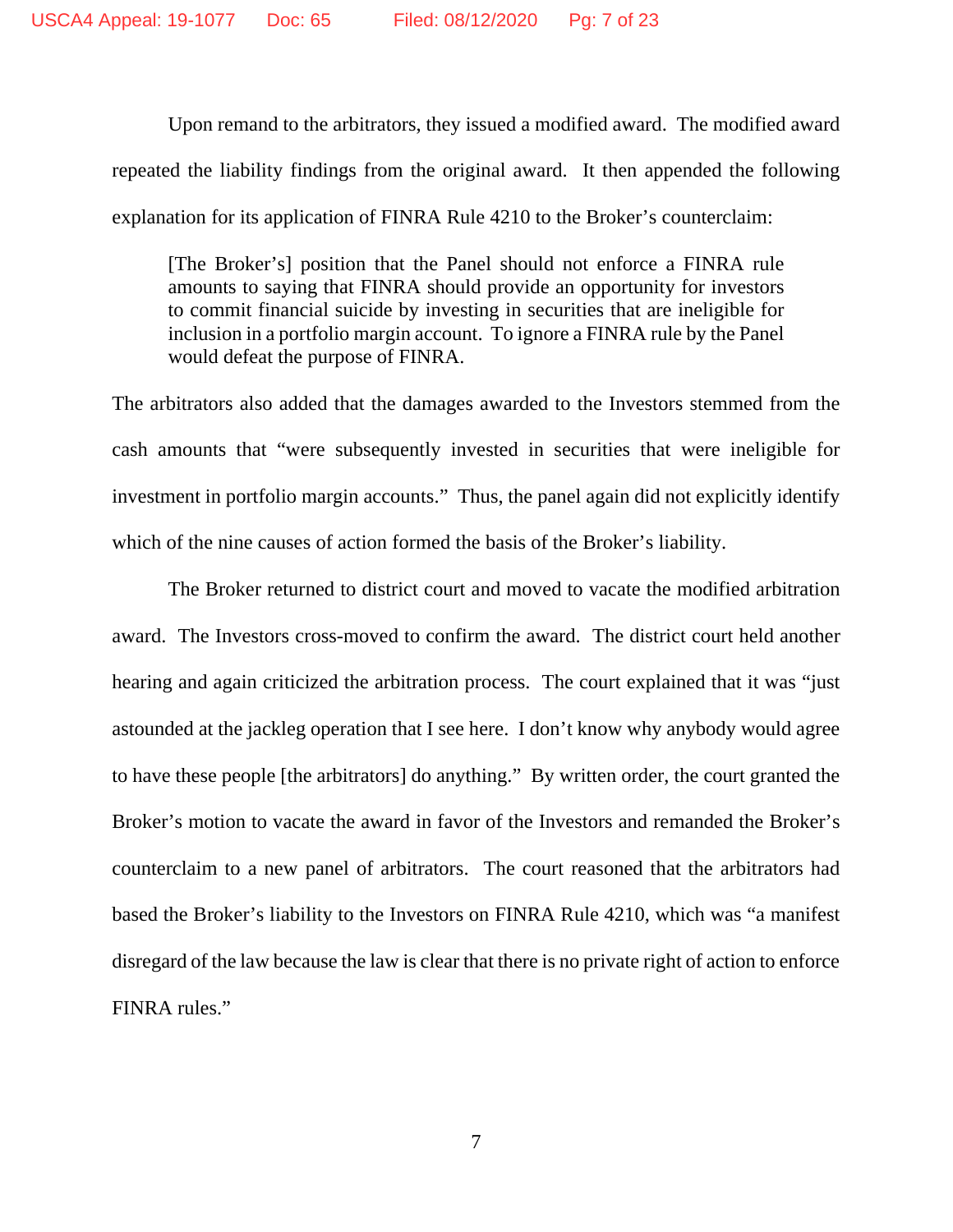Upon remand to the arbitrators, they issued a modified award. The modified award repeated the liability findings from the original award. It then appended the following explanation for its application of FINRA Rule 4210 to the Broker's counterclaim:

> [The Broker's] position that the Panel should not enforce a FINRA rule amounts to saying that FINRA should provide an opportunity for investors to commit financial suicide by investing in securities that are ineligible for inclusion in a portfolio margin account. To ignore a FINRA rule by the Panel would defeat the purpose of FINRA.

The arbitrators also added that the damages awarded to the Investors stemmed from the cash amounts that "were subsequently invested in securities that were ineligible for investment in portfolio margin accounts." Thus, the panel again did not explicitly identify which of the nine causes of action formed the basis of the Broker's liability.

The Broker returned to district court and moved to vacate the modified arbitration award. The Investors cross-moved to confirm the award. The district court held another hearing and again criticized the arbitration process. The court explained that it was "just astounded at the jackleg operation that I see here. I don't know why anybody would agree to have these people [the arbitrators] do anything." By written order, the court granted the Broker's motion to vacate the award in favor of the Investors and remanded the Broker's counterclaim to a new panel of arbitrators. The court reasoned that the arbitrators had based the Broker's liability to the Investors on FINRA Rule 4210, which was "a manifest disregard of the law because the law is clear that there is no private right of action to enforce FINRA rules."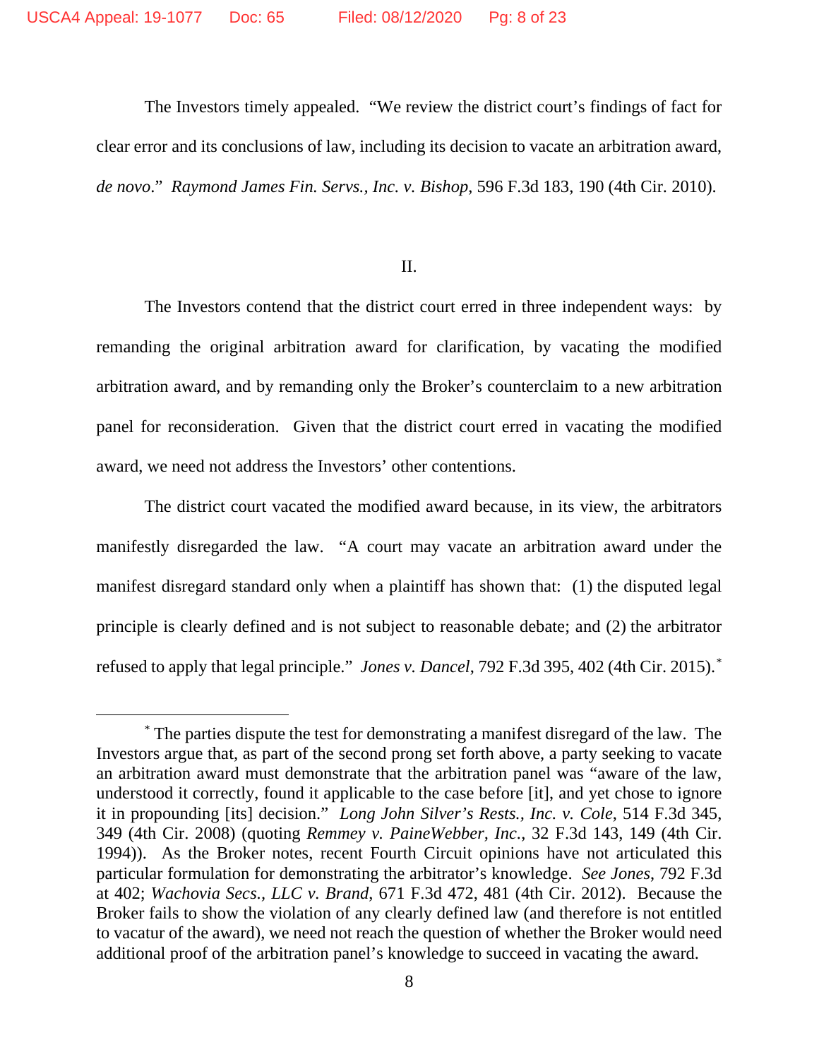The Investors timely appealed. "We review the district court's findings of fact for clear error and its conclusions of law, including its decision to vacate an arbitration award, *de novo*." *Raymond James Fin. Servs., Inc. v. Bishop*, 596 F.3d 183, 190 (4th Cir. 2010).

II.

The Investors contend that the district court erred in three independent ways: by remanding the original arbitration award for clarification, by vacating the modified arbitration award, and by remanding only the Broker's counterclaim to a new arbitration panel for reconsideration. Given that the district court erred in vacating the modified award, we need not address the Investors' other contentions.

The district court vacated the modified award because, in its view, the arbitrators manifestly disregarded the law. "A court may vacate an arbitration award under the manifest disregard standard only when a plaintiff has shown that: (1) the disputed legal principle is clearly defined and is not subject to reasonable debate; and (2) the arbitrator refused to apply that legal principle." *Jones v. Dancel*, 792 F.3d 395, 402 (4th Cir. 2015).[*]

---

[*] The parties dispute the test for demonstrating a manifest disregard of the law. The Investors argue that, as part of the second prong set forth above, a party seeking to vacate an arbitration award must demonstrate that the arbitration panel was "aware of the law, understood it correctly, found it applicable to the case before [it], and yet chose to ignore it in propounding [its] decision." *Long John Silver's Rests., Inc. v. Cole*, 514 F.3d 345, 349 (4th Cir. 2008) (quoting *Remmey v. PaineWebber, Inc.*, 32 F.3d 143, 149 (4th Cir. 1994)). As the Broker notes, recent Fourth Circuit opinions have not articulated this particular formulation for demonstrating the arbitrator's knowledge. *See Jones*, 792 F.3d at 402; *Wachovia Secs., LLC v. Brand*, 671 F.3d 472, 481 (4th Cir. 2012). Because the Broker fails to show the violation of any clearly defined law (and therefore is not entitled to vacatur of the award), we need not reach the question of whether the Broker would need additional proof of the arbitration panel's knowledge to succeed in vacating the award.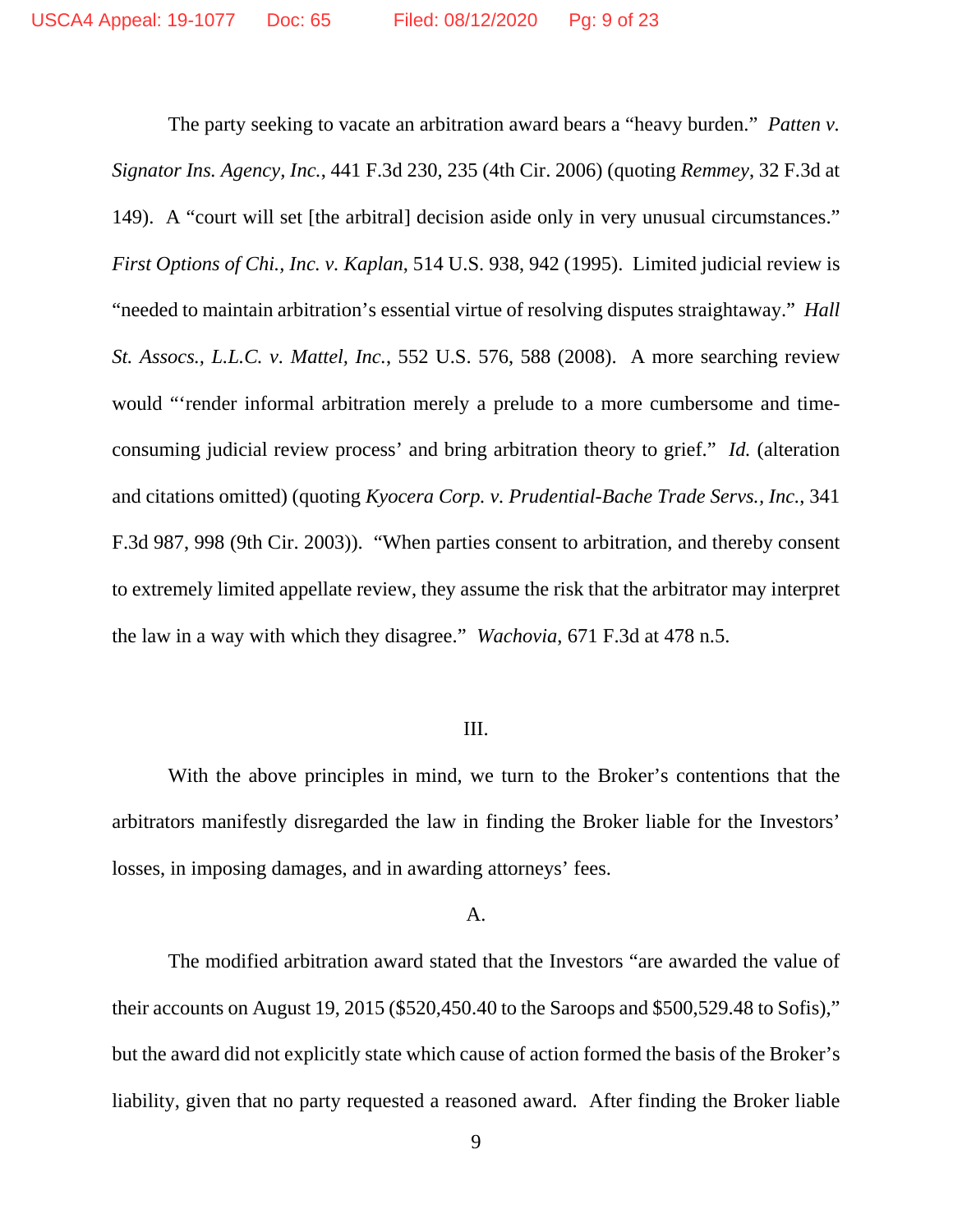The party seeking to vacate an arbitration award bears a "heavy burden." *Patten v. Signator Ins. Agency, Inc.*, 441 F.3d 230, 235 (4th Cir. 2006) (quoting *Remmey*, 32 F.3d at 149). A "court will set [the arbitral] decision aside only in very unusual circumstances." *First Options of Chi., Inc. v. Kaplan*, 514 U.S. 938, 942 (1995). Limited judicial review is "needed to maintain arbitration's essential virtue of resolving disputes straightaway." *Hall St. Assocs., L.L.C. v. Mattel, Inc.*, 552 U.S. 576, 588 (2008). A more searching review would "'render informal arbitration merely a prelude to a more cumbersome and time-consuming judicial review process' and bring arbitration theory to grief." *Id.* (alteration and citations omitted) (quoting *Kyocera Corp. v. Prudential-Bache Trade Servs., Inc.*, 341 F.3d 987, 998 (9th Cir. 2003)). "When parties consent to arbitration, and thereby consent to extremely limited appellate review, they assume the risk that the arbitrator may interpret the law in a way with which they disagree." *Wachovia*, 671 F.3d at 478 n.5.

## III.

With the above principles in mind, we turn to the Broker's contentions that the arbitrators manifestly disregarded the law in finding the Broker liable for the Investors' losses, in imposing damages, and in awarding attorneys' fees.

### A.

The modified arbitration award stated that the Investors "are awarded the value of their accounts on August 19, 2015 ($520,450.40 to the Saroops and $500,529.48 to Sofis)," but the award did not explicitly state which cause of action formed the basis of the Broker's liability, given that no party requested a reasoned award. After finding the Broker liable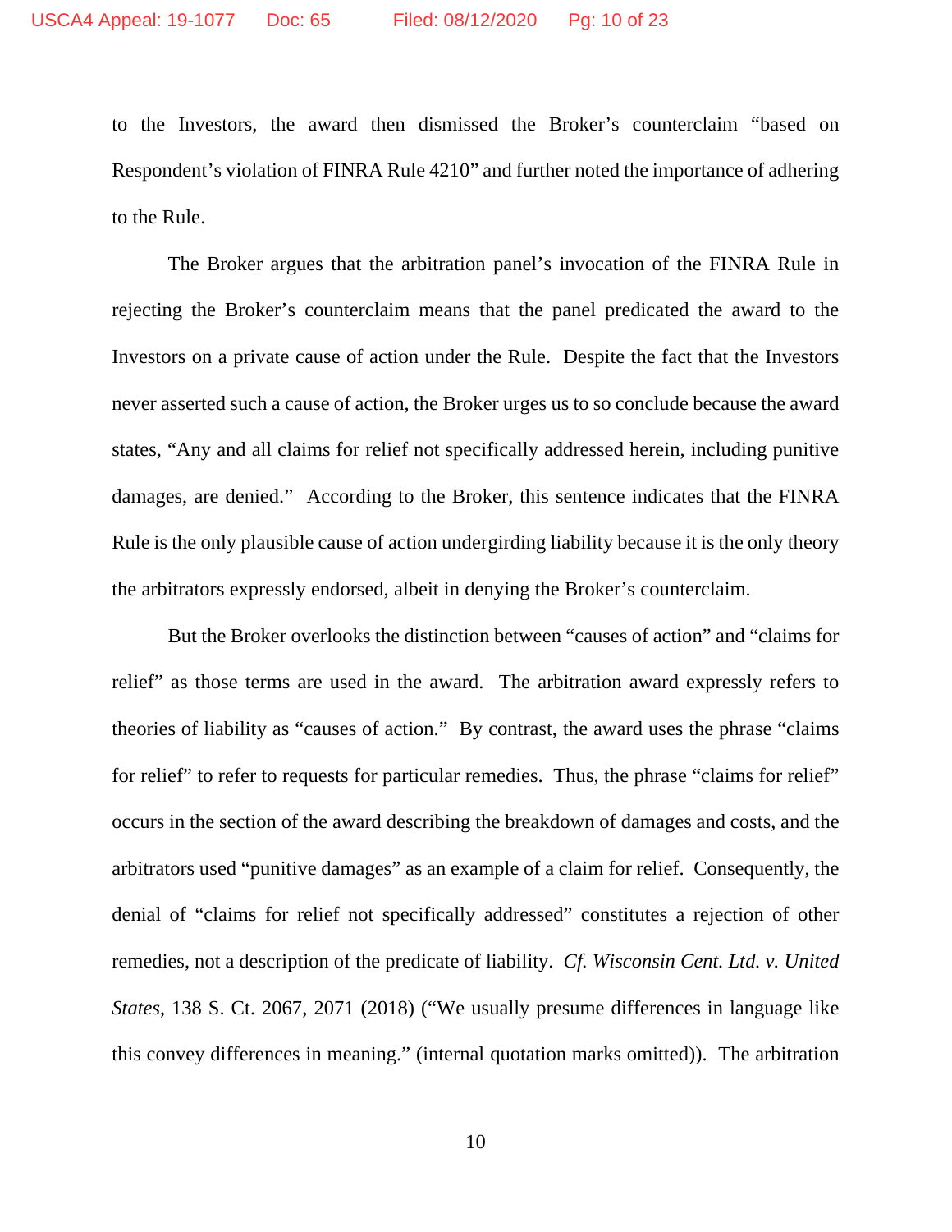to the Investors, the award then dismissed the Broker's counterclaim "based on Respondent's violation of FINRA Rule 4210" and further noted the importance of adhering to the Rule.

The Broker argues that the arbitration panel's invocation of the FINRA Rule in rejecting the Broker's counterclaim means that the panel predicated the award to the Investors on a private cause of action under the Rule. Despite the fact that the Investors never asserted such a cause of action, the Broker urges us to so conclude because the award states, "Any and all claims for relief not specifically addressed herein, including punitive damages, are denied." According to the Broker, this sentence indicates that the FINRA Rule is the only plausible cause of action undergirding liability because it is the only theory the arbitrators expressly endorsed, albeit in denying the Broker's counterclaim.

But the Broker overlooks the distinction between "causes of action" and "claims for relief" as those terms are used in the award. The arbitration award expressly refers to theories of liability as "causes of action." By contrast, the award uses the phrase "claims for relief" to refer to requests for particular remedies. Thus, the phrase "claims for relief" occurs in the section of the award describing the breakdown of damages and costs, and the arbitrators used "punitive damages" as an example of a claim for relief. Consequently, the denial of "claims for relief not specifically addressed" constitutes a rejection of other remedies, not a description of the predicate of liability. *Cf. Wisconsin Cent. Ltd. v. United States*, 138 S. Ct. 2067, 2071 (2018) ("We usually presume differences in language like this convey differences in meaning." (internal quotation marks omitted)). The arbitration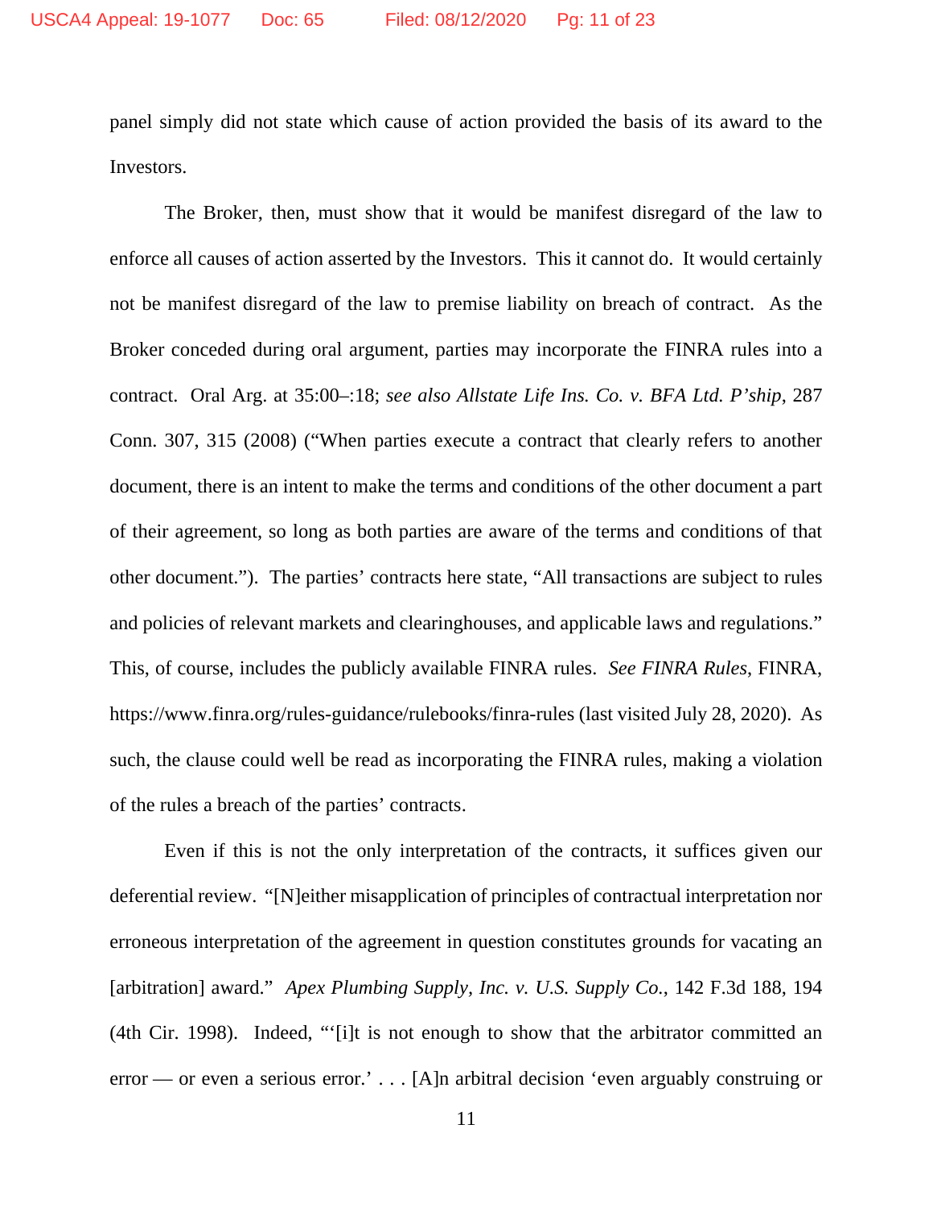panel simply did not state which cause of action provided the basis of its award to the Investors.

The Broker, then, must show that it would be manifest disregard of the law to enforce all causes of action asserted by the Investors. This it cannot do. It would certainly not be manifest disregard of the law to premise liability on breach of contract. As the Broker conceded during oral argument, parties may incorporate the FINRA rules into a contract. Oral Arg. at 35:00–:18; *see also Allstate Life Ins. Co. v. BFA Ltd. P'ship*, 287 Conn. 307, 315 (2008) ("When parties execute a contract that clearly refers to another document, there is an intent to make the terms and conditions of the other document a part of their agreement, so long as both parties are aware of the terms and conditions of that other document."). The parties' contracts here state, "All transactions are subject to rules and policies of relevant markets and clearinghouses, and applicable laws and regulations." This, of course, includes the publicly available FINRA rules. *See FINRA Rules*, FINRA, https://www.finra.org/rules-guidance/rulebooks/finra-rules (last visited July 28, 2020). As such, the clause could well be read as incorporating the FINRA rules, making a violation of the rules a breach of the parties' contracts.

Even if this is not the only interpretation of the contracts, it suffices given our deferential review. "[N]either misapplication of principles of contractual interpretation nor erroneous interpretation of the agreement in question constitutes grounds for vacating an [arbitration] award." *Apex Plumbing Supply, Inc. v. U.S. Supply Co.*, 142 F.3d 188, 194 (4th Cir. 1998). Indeed, "'[i]t is not enough to show that the arbitrator committed an error — or even a serious error.' . . . [A]n arbitral decision 'even arguably construing or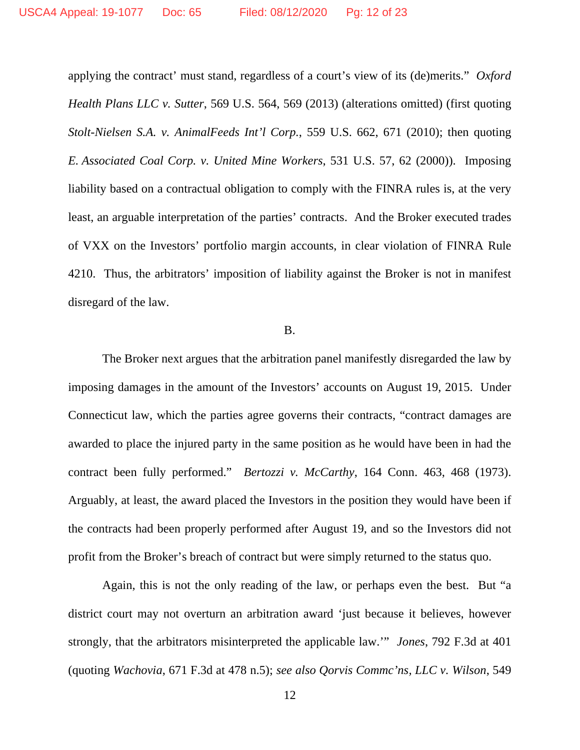applying the contract' must stand, regardless of a court's view of its (de)merits." *Oxford Health Plans LLC v. Sutter*, 569 U.S. 564, 569 (2013) (alterations omitted) (first quoting *Stolt-Nielsen S.A. v. AnimalFeeds Int'l Corp.*, 559 U.S. 662, 671 (2010); then quoting *E. Associated Coal Corp. v. United Mine Workers*, 531 U.S. 57, 62 (2000)). Imposing liability based on a contractual obligation to comply with the FINRA rules is, at the very least, an arguable interpretation of the parties' contracts. And the Broker executed trades of VXX on the Investors' portfolio margin accounts, in clear violation of FINRA Rule 4210. Thus, the arbitrators' imposition of liability against the Broker is not in manifest disregard of the law.

B.

The Broker next argues that the arbitration panel manifestly disregarded the law by imposing damages in the amount of the Investors' accounts on August 19, 2015. Under Connecticut law, which the parties agree governs their contracts, "contract damages are awarded to place the injured party in the same position as he would have been in had the contract been fully performed." *Bertozzi v. McCarthy*, 164 Conn. 463, 468 (1973). Arguably, at least, the award placed the Investors in the position they would have been if the contracts had been properly performed after August 19, and so the Investors did not profit from the Broker's breach of contract but were simply returned to the status quo.

Again, this is not the only reading of the law, or perhaps even the best. But "a district court may not overturn an arbitration award 'just because it believes, however strongly, that the arbitrators misinterpreted the applicable law.'" *Jones*, 792 F.3d at 401 (quoting *Wachovia*, 671 F.3d at 478 n.5); *see also Qorvis Commc'ns, LLC v. Wilson*, 549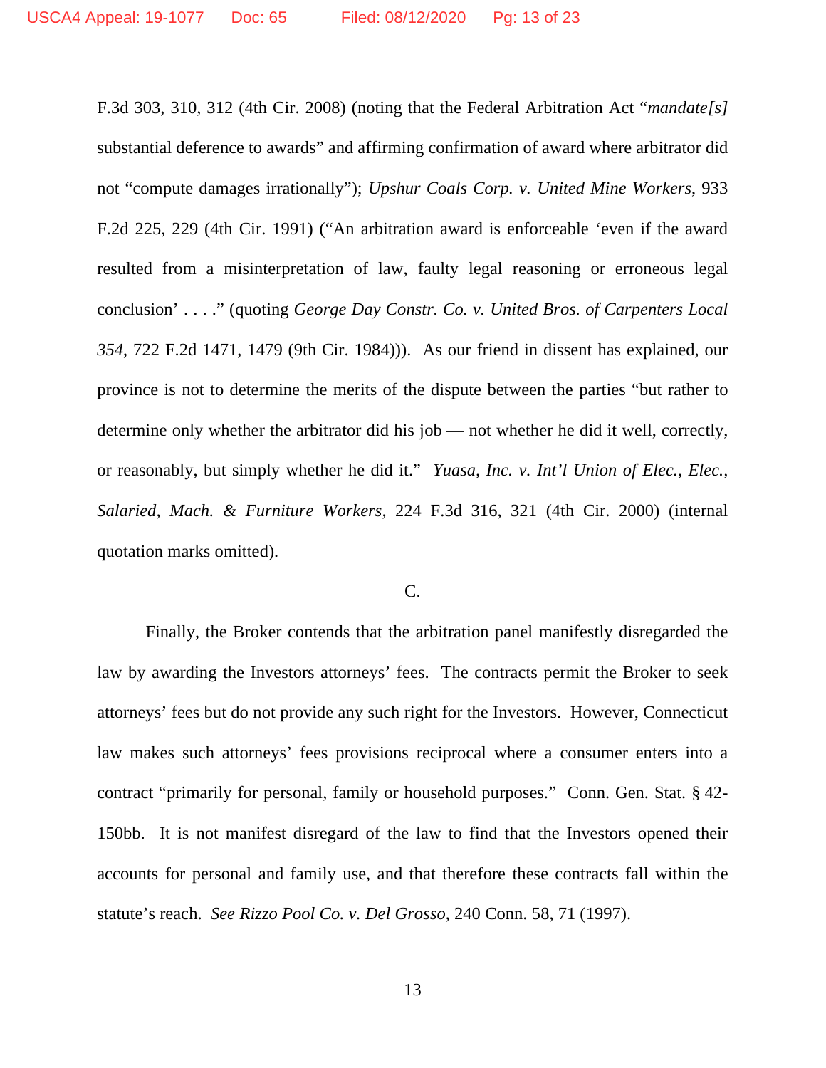F.3d 303, 310, 312 (4th Cir. 2008) (noting that the Federal Arbitration Act "*mandate[s]* substantial deference to awards" and affirming confirmation of award where arbitrator did not "compute damages irrationally"); *Upshur Coals Corp. v. United Mine Workers*, 933 F.2d 225, 229 (4th Cir. 1991) ("An arbitration award is enforceable 'even if the award resulted from a misinterpretation of law, faulty legal reasoning or erroneous legal conclusion' . . . ." (quoting *George Day Constr. Co. v. United Bros. of Carpenters Local 354*, 722 F.2d 1471, 1479 (9th Cir. 1984))). As our friend in dissent has explained, our province is not to determine the merits of the dispute between the parties "but rather to determine only whether the arbitrator did his job — not whether he did it well, correctly, or reasonably, but simply whether he did it." *Yuasa, Inc. v. Int'l Union of Elec., Elec., Salaried, Mach. & Furniture Workers*, 224 F.3d 316, 321 (4th Cir. 2000) (internal quotation marks omitted).

C.

Finally, the Broker contends that the arbitration panel manifestly disregarded the law by awarding the Investors attorneys' fees. The contracts permit the Broker to seek attorneys' fees but do not provide any such right for the Investors. However, Connecticut law makes such attorneys' fees provisions reciprocal where a consumer enters into a contract "primarily for personal, family or household purposes." Conn. Gen. Stat. § 42-150bb. It is not manifest disregard of the law to find that the Investors opened their accounts for personal and family use, and that therefore these contracts fall within the statute's reach. *See Rizzo Pool Co. v. Del Grosso*, 240 Conn. 58, 71 (1997).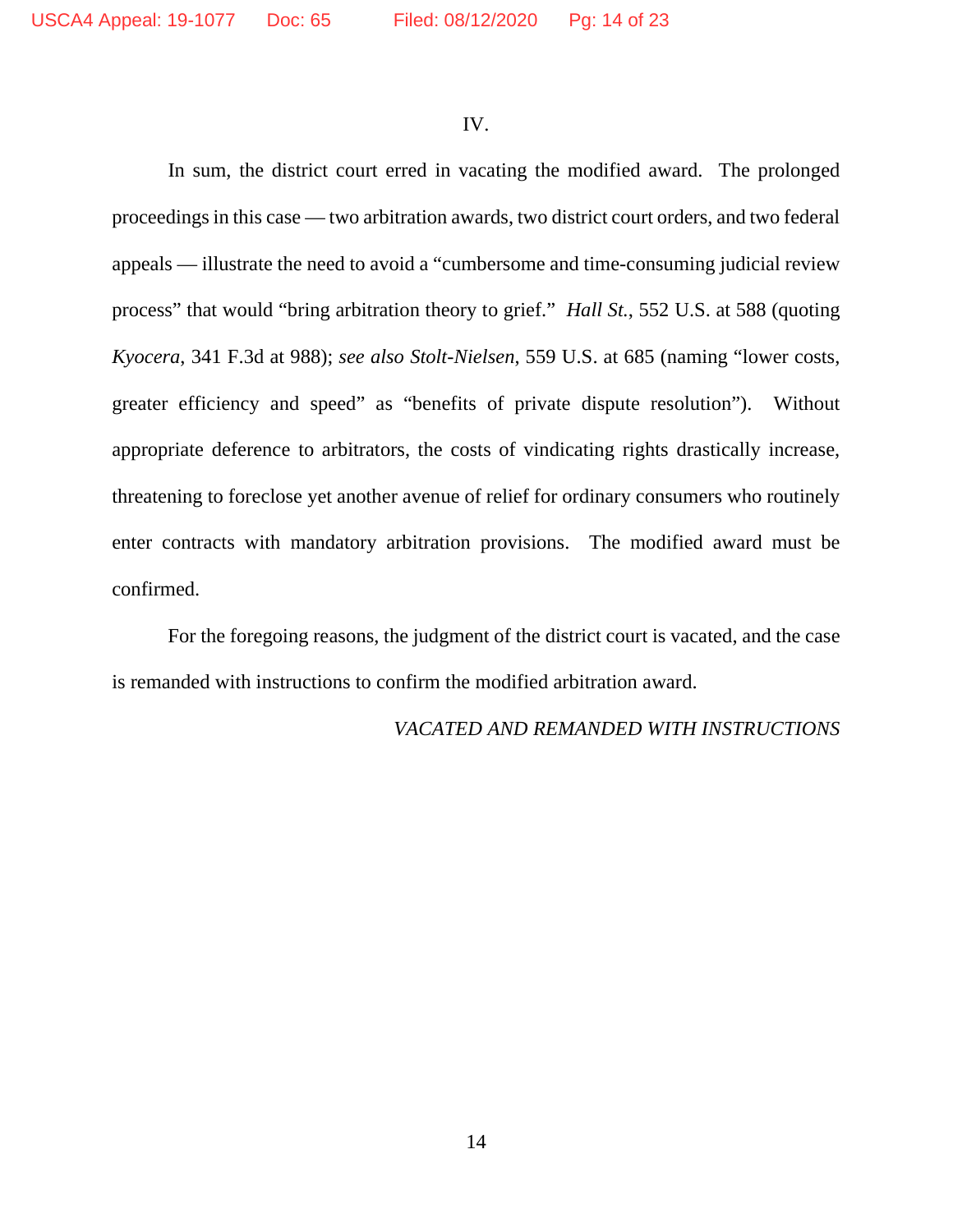IV.

In sum, the district court erred in vacating the modified award. The prolonged proceedings in this case — two arbitration awards, two district court orders, and two federal appeals — illustrate the need to avoid a "cumbersome and time-consuming judicial review process" that would "bring arbitration theory to grief." *Hall St.*, 552 U.S. at 588 (quoting *Kyocera*, 341 F.3d at 988); *see also Stolt-Nielsen*, 559 U.S. at 685 (naming "lower costs, greater efficiency and speed" as "benefits of private dispute resolution"). Without appropriate deference to arbitrators, the costs of vindicating rights drastically increase, threatening to foreclose yet another avenue of relief for ordinary consumers who routinely enter contracts with mandatory arbitration provisions. The modified award must be confirmed.

For the foregoing reasons, the judgment of the district court is vacated, and the case is remanded with instructions to confirm the modified arbitration award.

*VACATED AND REMANDED WITH INSTRUCTIONS*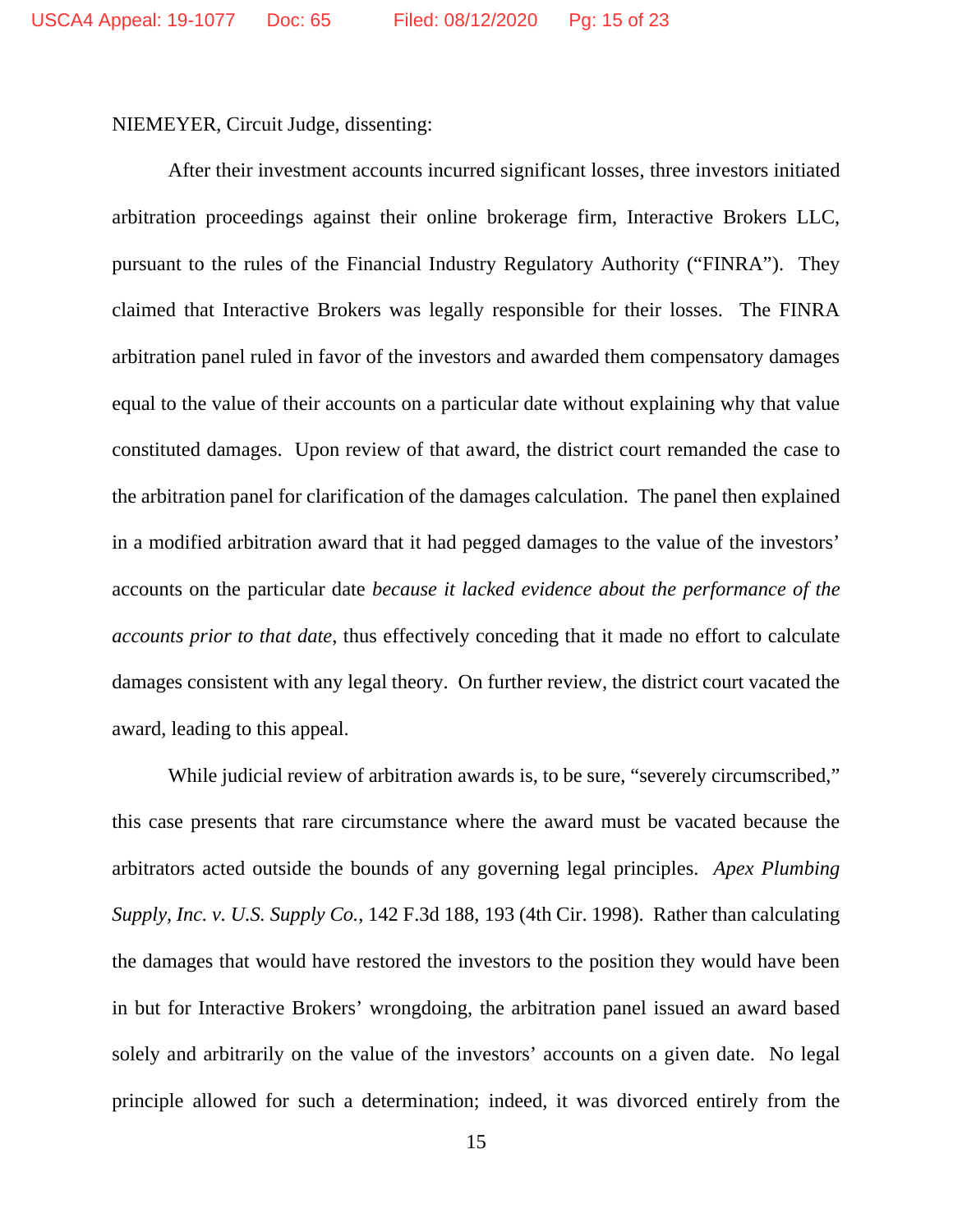NIEMEYER, Circuit Judge, dissenting:

After their investment accounts incurred significant losses, three investors initiated arbitration proceedings against their online brokerage firm, Interactive Brokers LLC, pursuant to the rules of the Financial Industry Regulatory Authority ("FINRA"). They claimed that Interactive Brokers was legally responsible for their losses. The FINRA arbitration panel ruled in favor of the investors and awarded them compensatory damages equal to the value of their accounts on a particular date without explaining why that value constituted damages. Upon review of that award, the district court remanded the case to the arbitration panel for clarification of the damages calculation. The panel then explained in a modified arbitration award that it had pegged damages to the value of the investors' accounts on the particular date *because it lacked evidence about the performance of the accounts prior to that date*, thus effectively conceding that it made no effort to calculate damages consistent with any legal theory. On further review, the district court vacated the award, leading to this appeal.

While judicial review of arbitration awards is, to be sure, "severely circumscribed," this case presents that rare circumstance where the award must be vacated because the arbitrators acted outside the bounds of any governing legal principles. *Apex Plumbing Supply, Inc. v. U.S. Supply Co.*, 142 F.3d 188, 193 (4th Cir. 1998). Rather than calculating the damages that would have restored the investors to the position they would have been in but for Interactive Brokers' wrongdoing, the arbitration panel issued an award based solely and arbitrarily on the value of the investors' accounts on a given date. No legal principle allowed for such a determination; indeed, it was divorced entirely from the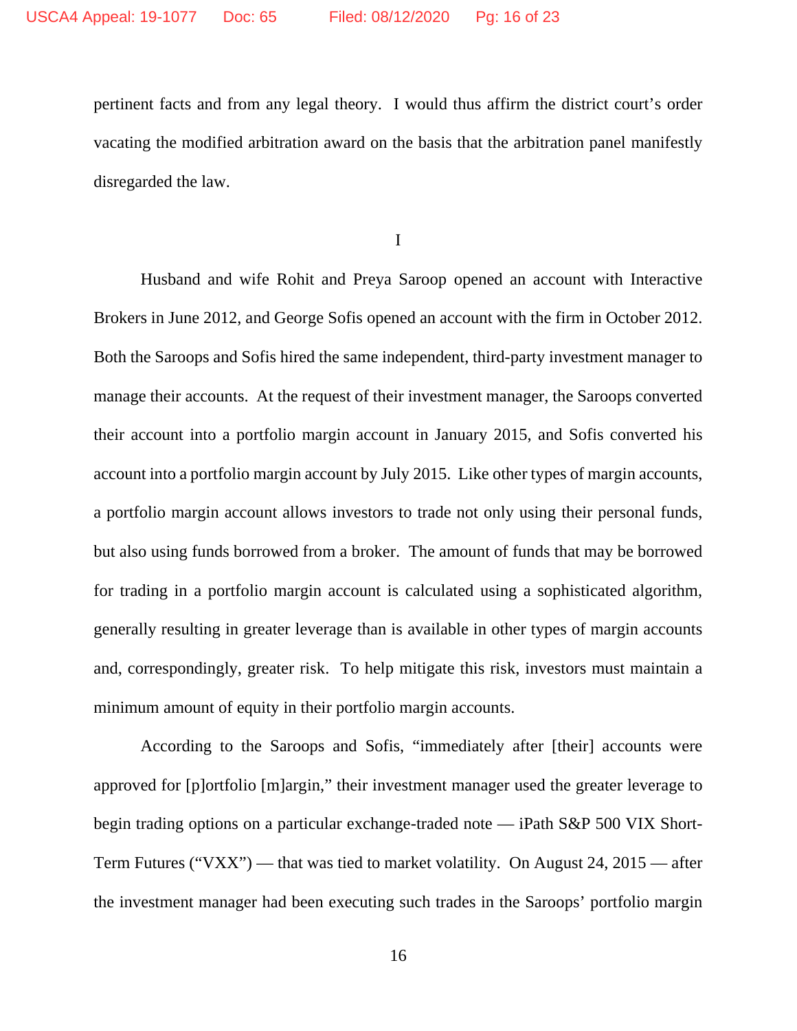pertinent facts and from any legal theory. I would thus affirm the district court's order vacating the modified arbitration award on the basis that the arbitration panel manifestly disregarded the law.

I

Husband and wife Rohit and Preya Saroop opened an account with Interactive Brokers in June 2012, and George Sofis opened an account with the firm in October 2012. Both the Saroops and Sofis hired the same independent, third-party investment manager to manage their accounts. At the request of their investment manager, the Saroops converted their account into a portfolio margin account in January 2015, and Sofis converted his account into a portfolio margin account by July 2015. Like other types of margin accounts, a portfolio margin account allows investors to trade not only using their personal funds, but also using funds borrowed from a broker. The amount of funds that may be borrowed for trading in a portfolio margin account is calculated using a sophisticated algorithm, generally resulting in greater leverage than is available in other types of margin accounts and, correspondingly, greater risk. To help mitigate this risk, investors must maintain a minimum amount of equity in their portfolio margin accounts.

According to the Saroops and Sofis, "immediately after [their] accounts were approved for [p]ortfolio [m]argin," their investment manager used the greater leverage to begin trading options on a particular exchange-traded note — iPath S&P 500 VIX Short-Term Futures ("VXX") — that was tied to market volatility. On August 24, 2015 — after the investment manager had been executing such trades in the Saroops' portfolio margin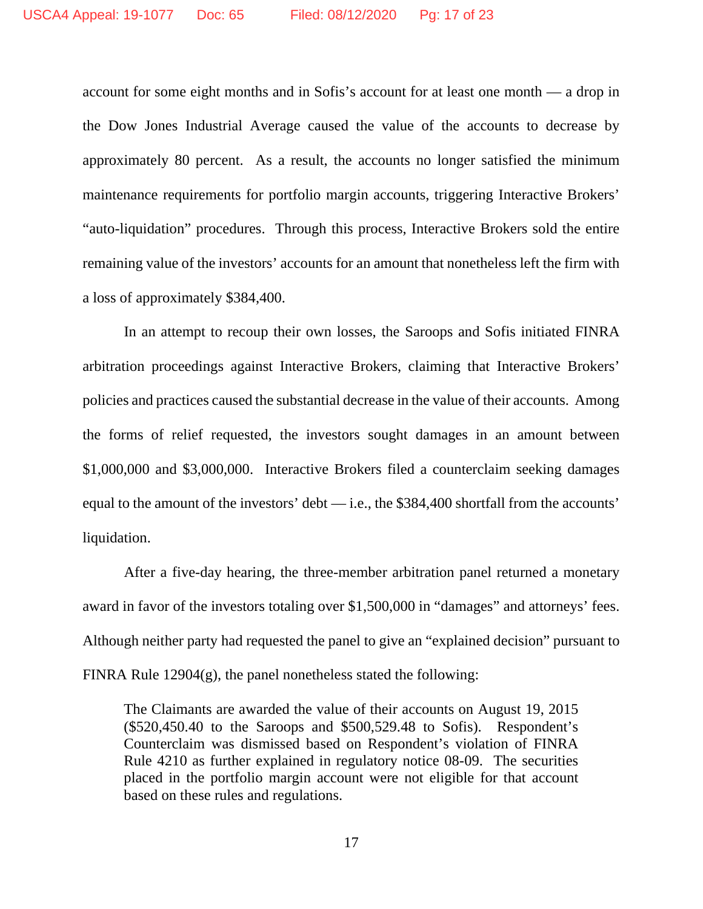account for some eight months and in Sofis's account for at least one month — a drop in the Dow Jones Industrial Average caused the value of the accounts to decrease by approximately 80 percent. As a result, the accounts no longer satisfied the minimum maintenance requirements for portfolio margin accounts, triggering Interactive Brokers' "auto-liquidation" procedures. Through this process, Interactive Brokers sold the entire remaining value of the investors' accounts for an amount that nonetheless left the firm with a loss of approximately $384,400.

In an attempt to recoup their own losses, the Saroops and Sofis initiated FINRA arbitration proceedings against Interactive Brokers, claiming that Interactive Brokers' policies and practices caused the substantial decrease in the value of their accounts. Among the forms of relief requested, the investors sought damages in an amount between $1,000,000 and $3,000,000. Interactive Brokers filed a counterclaim seeking damages equal to the amount of the investors' debt — i.e., the $384,400 shortfall from the accounts' liquidation.

After a five-day hearing, the three-member arbitration panel returned a monetary award in favor of the investors totaling over $1,500,000 in "damages" and attorneys' fees. Although neither party had requested the panel to give an "explained decision" pursuant to FINRA Rule 12904(g), the panel nonetheless stated the following:

> The Claimants are awarded the value of their accounts on August 19, 2015 ($520,450.40 to the Saroops and $500,529.48 to Sofis). Respondent's Counterclaim was dismissed based on Respondent's violation of FINRA Rule 4210 as further explained in regulatory notice 08-09. The securities placed in the portfolio margin account were not eligible for that account based on these rules and regulations.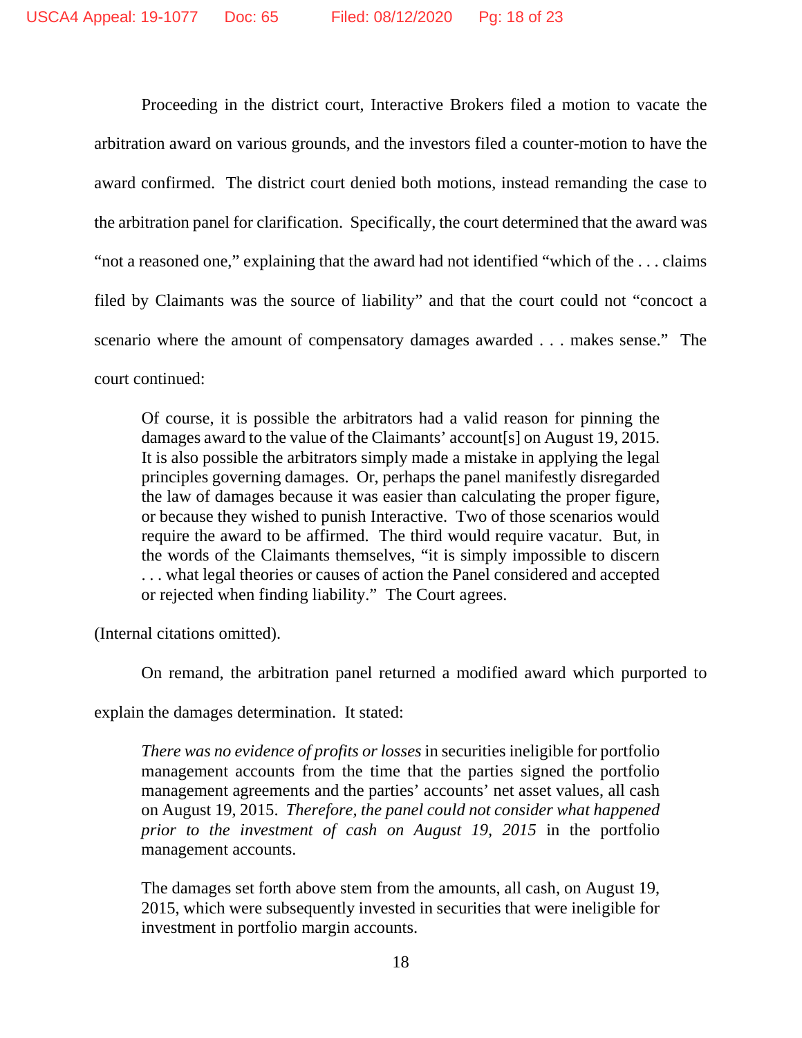Proceeding in the district court, Interactive Brokers filed a motion to vacate the arbitration award on various grounds, and the investors filed a counter-motion to have the award confirmed. The district court denied both motions, instead remanding the case to the arbitration panel for clarification. Specifically, the court determined that the award was "not a reasoned one," explaining that the award had not identified "which of the . . . claims filed by Claimants was the source of liability" and that the court could not "concoct a scenario where the amount of compensatory damages awarded . . . makes sense." The court continued:

> Of course, it is possible the arbitrators had a valid reason for pinning the damages award to the value of the Claimants' account[s] on August 19, 2015. It is also possible the arbitrators simply made a mistake in applying the legal principles governing damages. Or, perhaps the panel manifestly disregarded the law of damages because it was easier than calculating the proper figure, or because they wished to punish Interactive. Two of those scenarios would require the award to be affirmed. The third would require vacatur. But, in the words of the Claimants themselves, "it is simply impossible to discern . . . what legal theories or causes of action the Panel considered and accepted or rejected when finding liability." The Court agrees.

(Internal citations omitted).

On remand, the arbitration panel returned a modified award which purported to explain the damages determination. It stated:

> *There was no evidence of profits or losses* in securities ineligible for portfolio management accounts from the time that the parties signed the portfolio management agreements and the parties' accounts' net asset values, all cash on August 19, 2015. *Therefore, the panel could not consider what happened prior to the investment of cash on August 19, 2015* in the portfolio management accounts.
>
> The damages set forth above stem from the amounts, all cash, on August 19, 2015, which were subsequently invested in securities that were ineligible for investment in portfolio margin accounts.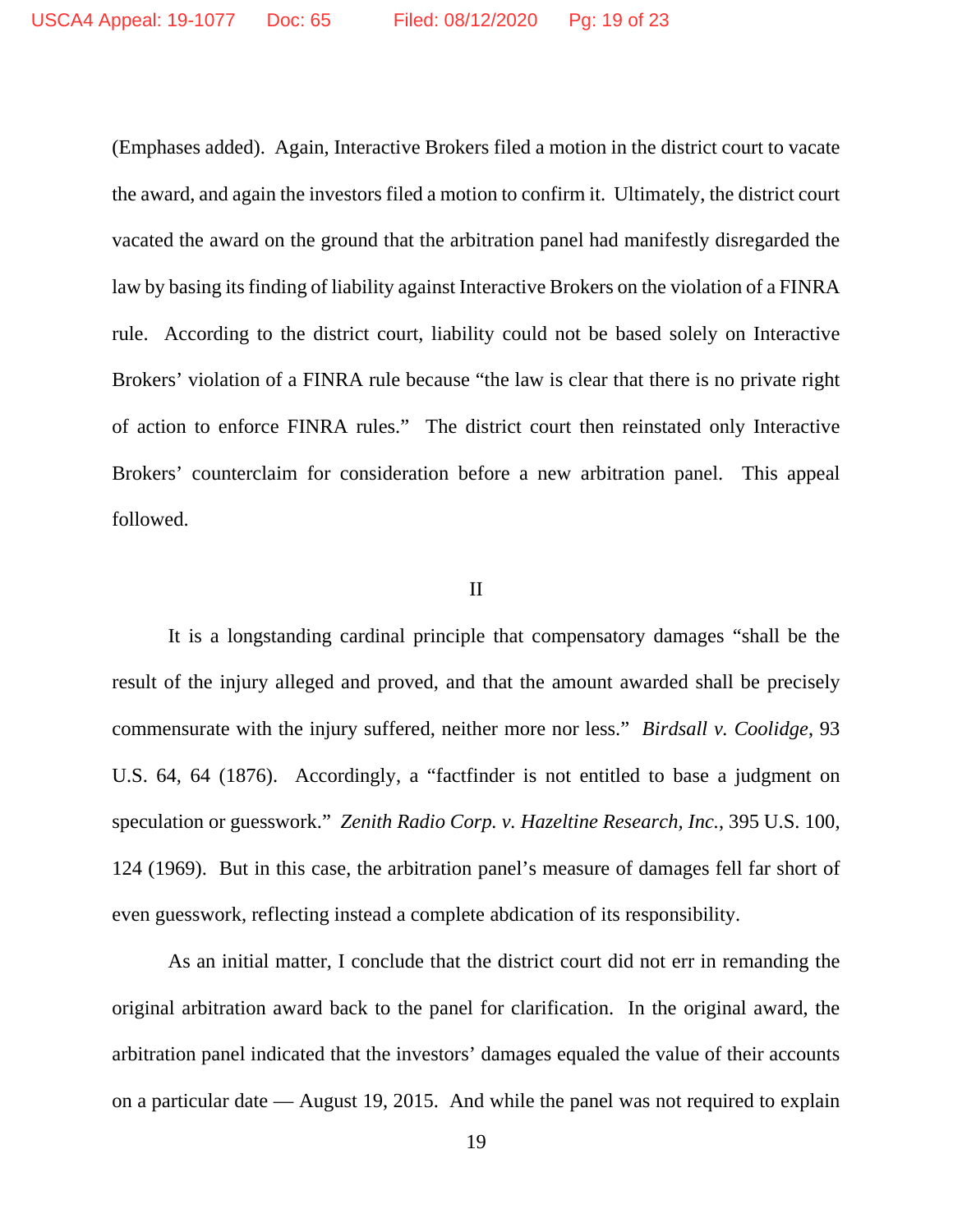(Emphases added). Again, Interactive Brokers filed a motion in the district court to vacate the award, and again the investors filed a motion to confirm it. Ultimately, the district court vacated the award on the ground that the arbitration panel had manifestly disregarded the law by basing its finding of liability against Interactive Brokers on the violation of a FINRA rule. According to the district court, liability could not be based solely on Interactive Brokers' violation of a FINRA rule because "the law is clear that there is no private right of action to enforce FINRA rules." The district court then reinstated only Interactive Brokers' counterclaim for consideration before a new arbitration panel. This appeal followed.

## II

It is a longstanding cardinal principle that compensatory damages "shall be the result of the injury alleged and proved, and that the amount awarded shall be precisely commensurate with the injury suffered, neither more nor less." *Birdsall v. Coolidge*, 93 U.S. 64, 64 (1876). Accordingly, a "factfinder is not entitled to base a judgment on speculation or guesswork." *Zenith Radio Corp. v. Hazeltine Research, Inc.*, 395 U.S. 100, 124 (1969). But in this case, the arbitration panel's measure of damages fell far short of even guesswork, reflecting instead a complete abdication of its responsibility.

As an initial matter, I conclude that the district court did not err in remanding the original arbitration award back to the panel for clarification. In the original award, the arbitration panel indicated that the investors' damages equaled the value of their accounts on a particular date — August 19, 2015. And while the panel was not required to explain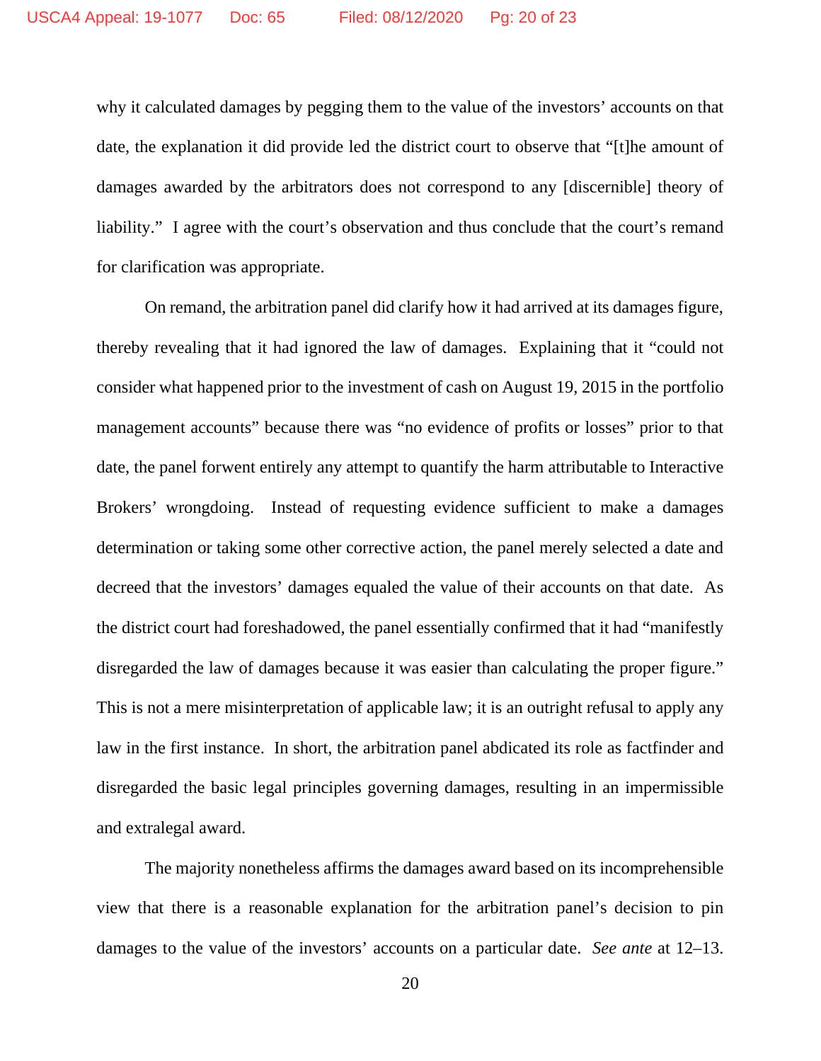why it calculated damages by pegging them to the value of the investors' accounts on that date, the explanation it did provide led the district court to observe that "[t]he amount of damages awarded by the arbitrators does not correspond to any [discernible] theory of liability." I agree with the court's observation and thus conclude that the court's remand for clarification was appropriate.

On remand, the arbitration panel did clarify how it had arrived at its damages figure, thereby revealing that it had ignored the law of damages. Explaining that it "could not consider what happened prior to the investment of cash on August 19, 2015 in the portfolio management accounts" because there was "no evidence of profits or losses" prior to that date, the panel forwent entirely any attempt to quantify the harm attributable to Interactive Brokers' wrongdoing. Instead of requesting evidence sufficient to make a damages determination or taking some other corrective action, the panel merely selected a date and decreed that the investors' damages equaled the value of their accounts on that date. As the district court had foreshadowed, the panel essentially confirmed that it had "manifestly disregarded the law of damages because it was easier than calculating the proper figure." This is not a mere misinterpretation of applicable law; it is an outright refusal to apply any law in the first instance. In short, the arbitration panel abdicated its role as factfinder and disregarded the basic legal principles governing damages, resulting in an impermissible and extralegal award.

The majority nonetheless affirms the damages award based on its incomprehensible view that there is a reasonable explanation for the arbitration panel's decision to pin damages to the value of the investors' accounts on a particular date. *See ante* at 12–13.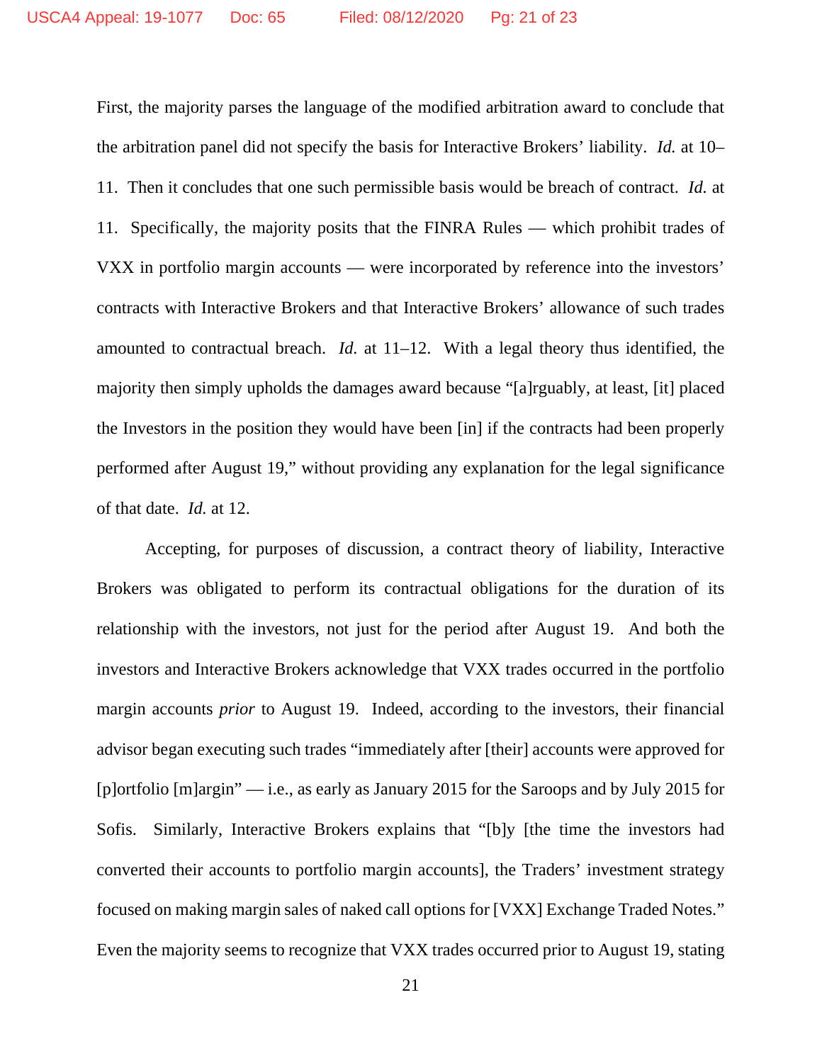First, the majority parses the language of the modified arbitration award to conclude that the arbitration panel did not specify the basis for Interactive Brokers' liability. *Id.* at 10–11. Then it concludes that one such permissible basis would be breach of contract. *Id.* at 11. Specifically, the majority posits that the FINRA Rules — which prohibit trades of VXX in portfolio margin accounts — were incorporated by reference into the investors' contracts with Interactive Brokers and that Interactive Brokers' allowance of such trades amounted to contractual breach. *Id.* at 11–12. With a legal theory thus identified, the majority then simply upholds the damages award because "[a]rguably, at least, [it] placed the Investors in the position they would have been [in] if the contracts had been properly performed after August 19," without providing any explanation for the legal significance of that date. *Id.* at 12.

Accepting, for purposes of discussion, a contract theory of liability, Interactive Brokers was obligated to perform its contractual obligations for the duration of its relationship with the investors, not just for the period after August 19. And both the investors and Interactive Brokers acknowledge that VXX trades occurred in the portfolio margin accounts *prior* to August 19. Indeed, according to the investors, their financial advisor began executing such trades "immediately after [their] accounts were approved for [p]ortfolio [m]argin" — i.e., as early as January 2015 for the Saroops and by July 2015 for Sofis. Similarly, Interactive Brokers explains that "[b]y [the time the investors had converted their accounts to portfolio margin accounts], the Traders' investment strategy focused on making margin sales of naked call options for [VXX] Exchange Traded Notes." Even the majority seems to recognize that VXX trades occurred prior to August 19, stating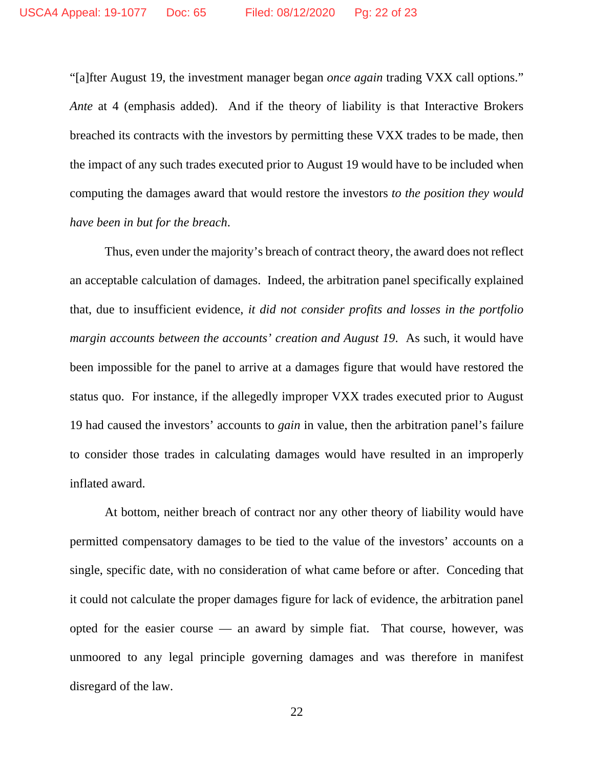"[a]fter August 19, the investment manager began *once again* trading VXX call options." *Ante* at 4 (emphasis added). And if the theory of liability is that Interactive Brokers breached its contracts with the investors by permitting these VXX trades to be made, then the impact of any such trades executed prior to August 19 would have to be included when computing the damages award that would restore the investors *to the position they would have been in but for the breach*.

Thus, even under the majority's breach of contract theory, the award does not reflect an acceptable calculation of damages. Indeed, the arbitration panel specifically explained that, due to insufficient evidence, *it did not consider profits and losses in the portfolio margin accounts between the accounts' creation and August 19*. As such, it would have been impossible for the panel to arrive at a damages figure that would have restored the status quo. For instance, if the allegedly improper VXX trades executed prior to August 19 had caused the investors' accounts to *gain* in value, then the arbitration panel's failure to consider those trades in calculating damages would have resulted in an improperly inflated award.

At bottom, neither breach of contract nor any other theory of liability would have permitted compensatory damages to be tied to the value of the investors' accounts on a single, specific date, with no consideration of what came before or after. Conceding that it could not calculate the proper damages figure for lack of evidence, the arbitration panel opted for the easier course — an award by simple fiat. That course, however, was unmoored to any legal principle governing damages and was therefore in manifest disregard of the law.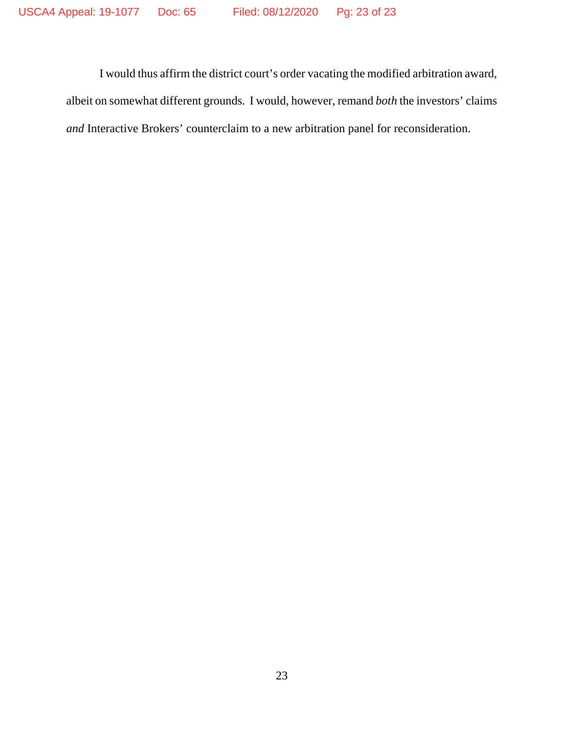I would thus affirm the district court's order vacating the modified arbitration award, albeit on somewhat different grounds. I would, however, remand *both* the investors' claims *and* Interactive Brokers' counterclaim to a new arbitration panel for reconsideration.